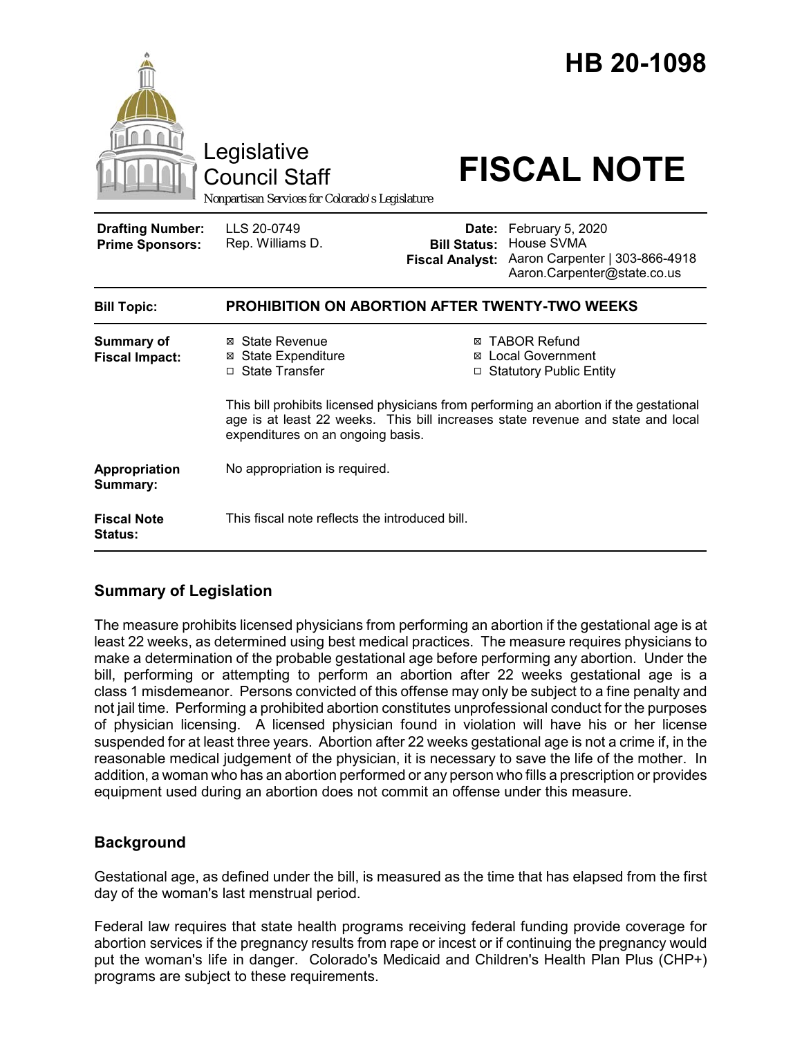# HB 20-1098

Legislative Council Staff

*Nonpartisan Services for Colorado's Legislature*

# FISCAL NOTE

| | | | |
|---|---|---|---|
| **Drafting Number:** | LLS 20-0749 | **Date:** | February 5, 2020 |
| **Prime Sponsors:** | Rep. Williams D. | **Bill Status:** | House SVMA |
| | | **Fiscal Analyst:** | Aaron Carpenter \| 303-866-4918 Aaron.Carpenter@state.co.us |

| | |
|---|---|
| **Bill Topic:** | **PROHIBITION ON ABORTION AFTER TWENTY-TWO WEEKS** |
| **Summary of Fiscal Impact:** | ☒ State Revenue ☒ State Expenditure ☐ State Transfer ☒ TABOR Refund ☒ Local Government ☐ Statutory Public Entity<br><br>This bill prohibits licensed physicians from performing an abortion if the gestational age is at least 22 weeks. This bill increases state revenue and state and local expenditures on an ongoing basis. |
| **Appropriation Summary:** | No appropriation is required. |
| **Fiscal Note Status:** | This fiscal note reflects the introduced bill. |

## Summary of Legislation

The measure prohibits licensed physicians from performing an abortion if the gestational age is at least 22 weeks, as determined using best medical practices. The measure requires physicians to make a determination of the probable gestational age before performing any abortion. Under the bill, performing or attempting to perform an abortion after 22 weeks gestational age is a class 1 misdemeanor. Persons convicted of this offense may only be subject to a fine penalty and not jail time. Performing a prohibited abortion constitutes unprofessional conduct for the purposes of physician licensing. A licensed physician found in violation will have his or her license suspended for at least three years. Abortion after 22 weeks gestational age is not a crime if, in the reasonable medical judgement of the physician, it is necessary to save the life of the mother. In addition, a woman who has an abortion performed or any person who fills a prescription or provides equipment used during an abortion does not commit an offense under this measure.

## Background

Gestational age, as defined under the bill, is measured as the time that has elapsed from the first day of the woman's last menstrual period.

Federal law requires that state health programs receiving federal funding provide coverage for abortion services if the pregnancy results from rape or incest or if continuing the pregnancy would put the woman's life in danger. Colorado's Medicaid and Children's Health Plan Plus (CHP+) programs are subject to these requirements.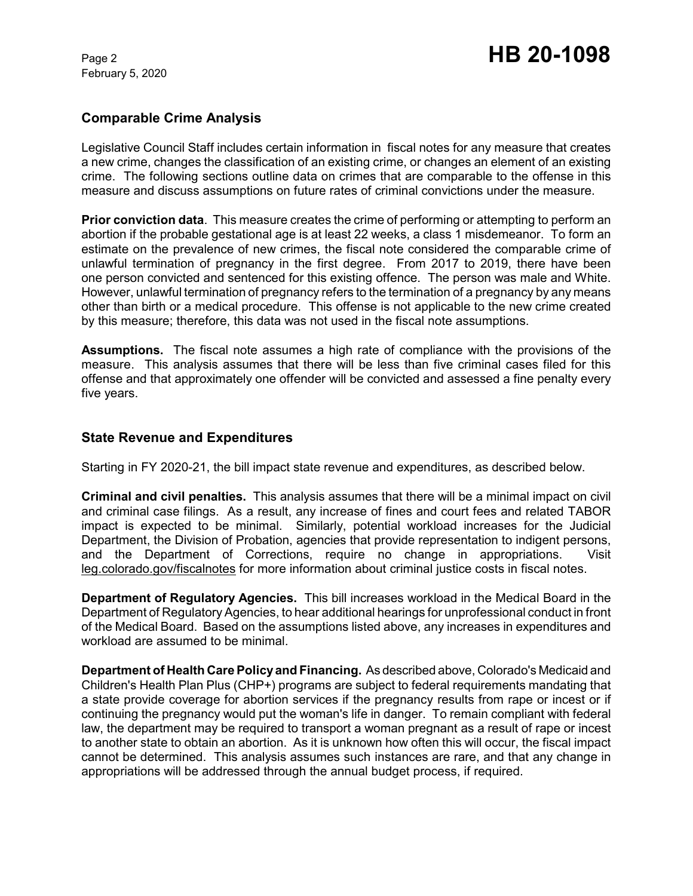## Comparable Crime Analysis

Legislative Council Staff includes certain information in fiscal notes for any measure that creates a new crime, changes the classification of an existing crime, or changes an element of an existing crime. The following sections outline data on crimes that are comparable to the offense in this measure and discuss assumptions on future rates of criminal convictions under the measure.

**Prior conviction data**. This measure creates the crime of performing or attempting to perform an abortion if the probable gestational age is at least 22 weeks, a class 1 misdemeanor. To form an estimate on the prevalence of new crimes, the fiscal note considered the comparable crime of unlawful termination of pregnancy in the first degree. From 2017 to 2019, there have been one person convicted and sentenced for this existing offence. The person was male and White. However, unlawful termination of pregnancy refers to the termination of a pregnancy by any means other than birth or a medical procedure. This offense is not applicable to the new crime created by this measure; therefore, this data was not used in the fiscal note assumptions.

**Assumptions.** The fiscal note assumes a high rate of compliance with the provisions of the measure. This analysis assumes that there will be less than five criminal cases filed for this offense and that approximately one offender will be convicted and assessed a fine penalty every five years.

## State Revenue and Expenditures

Starting in FY 2020-21, the bill impact state revenue and expenditures, as described below.

**Criminal and civil penalties.** This analysis assumes that there will be a minimal impact on civil and criminal case filings. As a result, any increase of fines and court fees and related TABOR impact is expected to be minimal. Similarly, potential workload increases for the Judicial Department, the Division of Probation, agencies that provide representation to indigent persons, and the Department of Corrections, require no change in appropriations. Visit leg.colorado.gov/fiscalnotes for more information about criminal justice costs in fiscal notes.

**Department of Regulatory Agencies.** This bill increases workload in the Medical Board in the Department of Regulatory Agencies, to hear additional hearings for unprofessional conduct in front of the Medical Board. Based on the assumptions listed above, any increases in expenditures and workload are assumed to be minimal.

**Department of Health Care Policy and Financing.** As described above, Colorado's Medicaid and Children's Health Plan Plus (CHP+) programs are subject to federal requirements mandating that a state provide coverage for abortion services if the pregnancy results from rape or incest or if continuing the pregnancy would put the woman's life in danger. To remain compliant with federal law, the department may be required to transport a woman pregnant as a result of rape or incest to another state to obtain an abortion. As it is unknown how often this will occur, the fiscal impact cannot be determined. This analysis assumes such instances are rare, and that any change in appropriations will be addressed through the annual budget process, if required.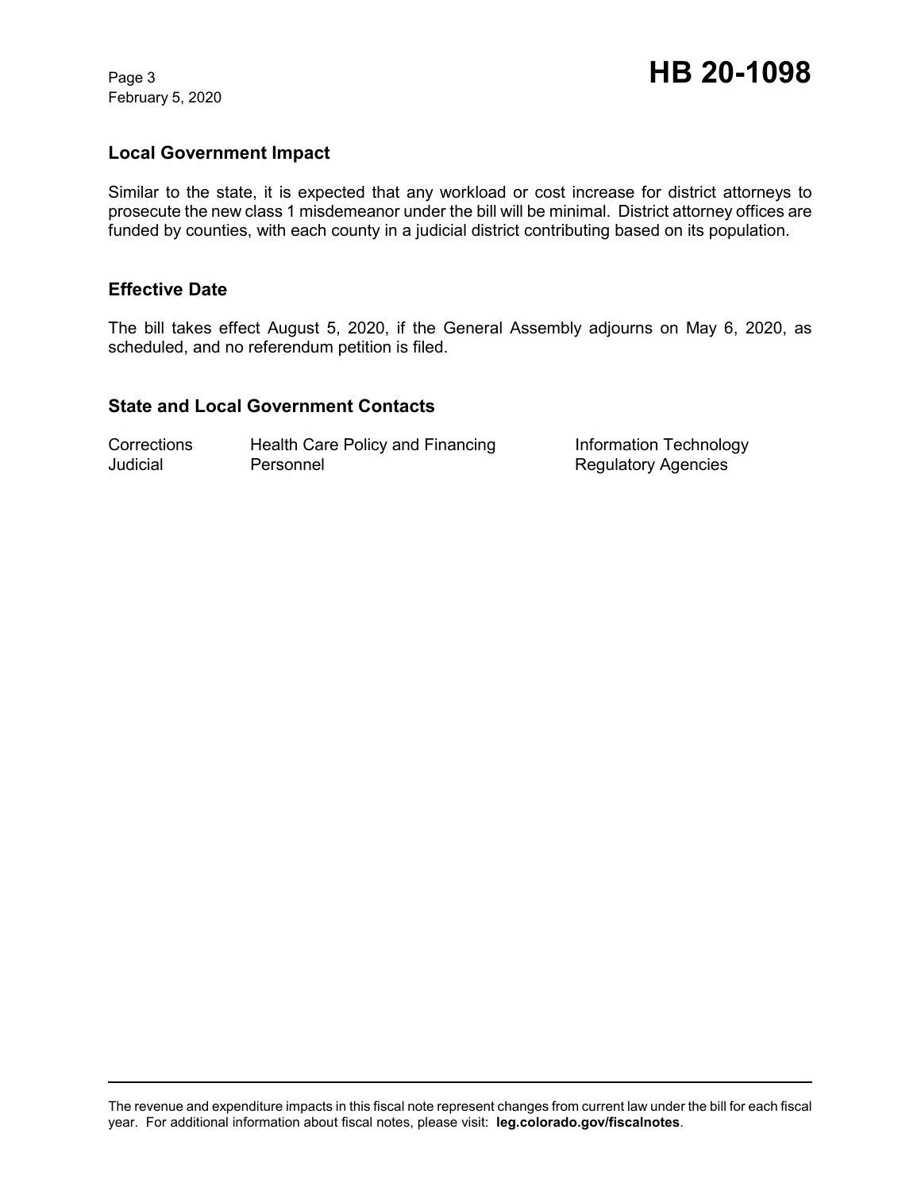## Local Government Impact

Similar to the state, it is expected that any workload or cost increase for district attorneys to prosecute the new class 1 misdemeanor under the bill will be minimal. District attorney offices are funded by counties, with each county in a judicial district contributing based on its population.

## Effective Date

The bill takes effect August 5, 2020, if the General Assembly adjourns on May 6, 2020, as scheduled, and no referendum petition is filed.

## State and Local Government Contacts

| | | |
|---|---|---|
| Corrections | Health Care Policy and Financing | Information Technology |
| Judicial | Personnel | Regulatory Agencies |

The revenue and expenditure impacts in this fiscal note represent changes from current law under the bill for each fiscal year. For additional information about fiscal notes, please visit: **leg.colorado.gov/fiscalnotes**.